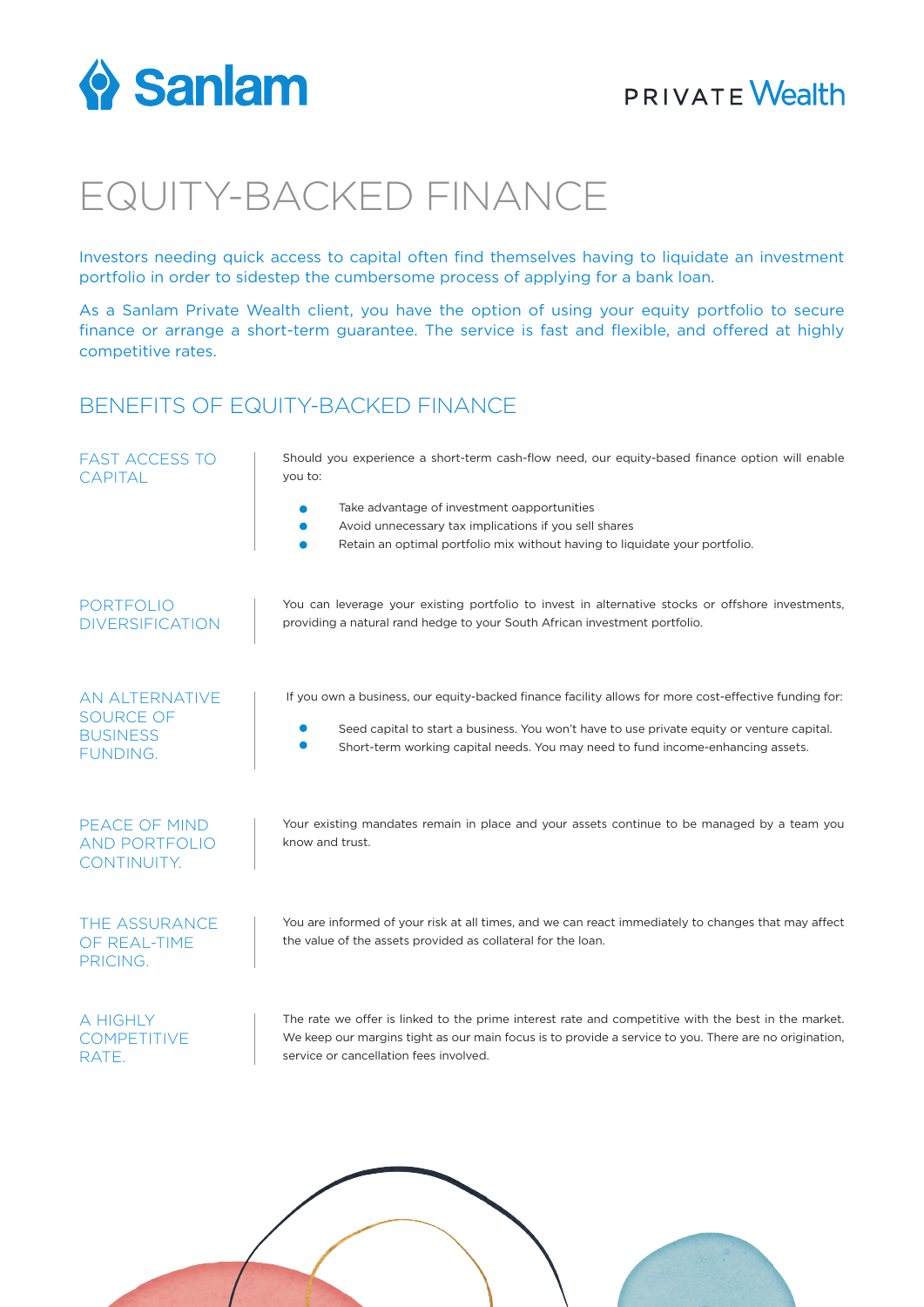Sanlam

PRIVATE Wealth

# EQUITY-BACKED FINANCE

Investors needing quick access to capital often find themselves having to liquidate an investment portfolio in order to sidestep the cumbersome process of applying for a bank loan.

As a Sanlam Private Wealth client, you have the option of using your equity portfolio to secure finance or arrange a short-term guarantee. The service is fast and flexible, and offered at highly competitive rates.

## BENEFITS OF EQUITY-BACKED FINANCE

### FAST ACCESS TO CAPITAL

Should you experience a short-term cash-flow need, our equity-based finance option will enable you to:

- Take advantage of investment oapportunities
- Avoid unnecessary tax implications if you sell shares
- Retain an optimal portfolio mix without having to liquidate your portfolio.

### PORTFOLIO DIVERSIFICATION

You can leverage your existing portfolio to invest in alternative stocks or offshore investments, providing a natural rand hedge to your South African investment portfolio.

### AN ALTERNATIVE SOURCE OF BUSINESS FUNDING.

If you own a business, our equity-backed finance facility allows for more cost-effective funding for:

- Seed capital to start a business. You won't have to use private equity or venture capital.
- Short-term working capital needs. You may need to fund income-enhancing assets.

### PEACE OF MIND AND PORTFOLIO CONTINUITY.

Your existing mandates remain in place and your assets continue to be managed by a team you know and trust.

### THE ASSURANCE OF REAL-TIME PRICING.

You are informed of your risk at all times, and we can react immediately to changes that may affect the value of the assets provided as collateral for the loan.

### A HIGHLY COMPETITIVE RATE.

The rate we offer is linked to the prime interest rate and competitive with the best in the market. We keep our margins tight as our main focus is to provide a service to you. There are no origination, service or cancellation fees involved.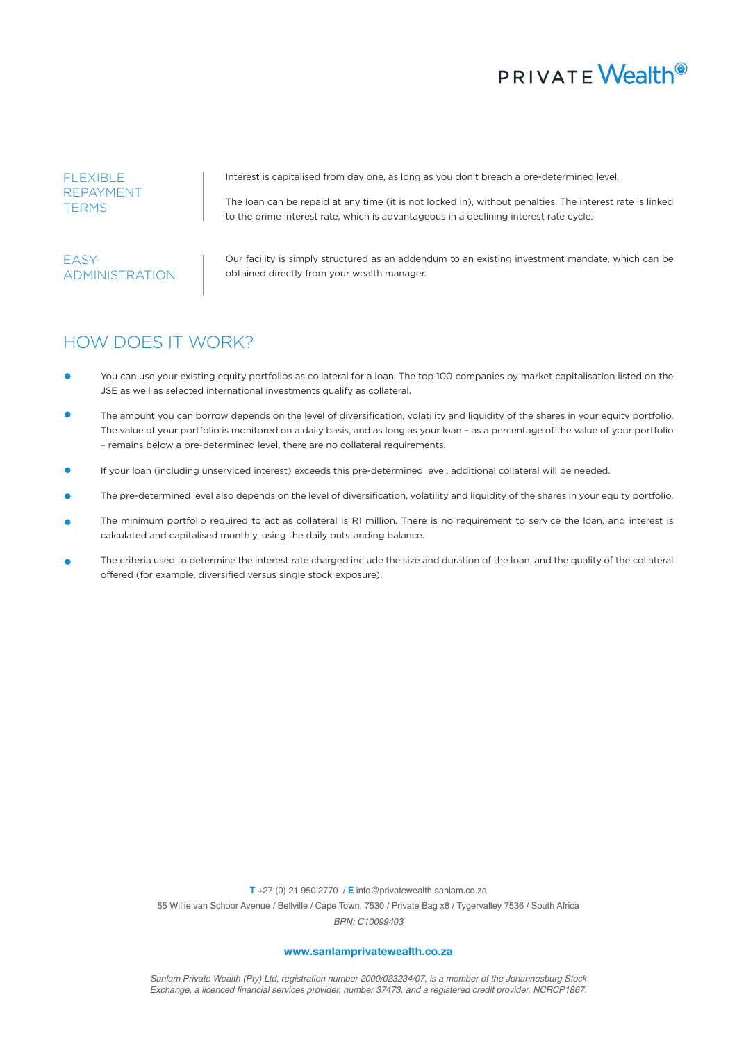## FLEXIBLE REPAYMENT TERMS

Interest is capitalised from day one, as long as you don't breach a pre-determined level.

The loan can be repaid at any time (it is not locked in), without penalties. The interest rate is linked to the prime interest rate, which is advantageous in a declining interest rate cycle.

## EASY ADMINISTRATION

Our facility is simply structured as an addendum to an existing investment mandate, which can be obtained directly from your wealth manager.

# HOW DOES IT WORK?

- You can use your existing equity portfolios as collateral for a loan. The top 100 companies by market capitalisation listed on the JSE as well as selected international investments qualify as collateral.
- The amount you can borrow depends on the level of diversification, volatility and liquidity of the shares in your equity portfolio. The value of your portfolio is monitored on a daily basis, and as long as your loan – as a percentage of the value of your portfolio – remains below a pre-determined level, there are no collateral requirements.
- If your loan (including unserviced interest) exceeds this pre-determined level, additional collateral will be needed.
- The pre-determined level also depends on the level of diversification, volatility and liquidity of the shares in your equity portfolio.
- The minimum portfolio required to act as collateral is R1 million. There is no requirement to service the loan, and interest is calculated and capitalised monthly, using the daily outstanding balance.
- The criteria used to determine the interest rate charged include the size and duration of the loan, and the quality of the collateral offered (for example, diversified versus single stock exposure).

**T** +27 (0) 21 950 2770 / **E** info@privatewealth.sanlam.co.za
55 Willie van Schoor Avenue / Bellville / Cape Town, 7530 / Private Bag x8 / Tygervalley 7536 / South Africa
*BRN: C10099403*

**www.sanlamprivatewealth.co.za**

*Sanlam Private Wealth (Pty) Ltd, registration number 2000/023234/07, is a member of the Johannesburg Stock Exchange, a licenced financial services provider, number 37473, and a registered credit provider, NCRCP1867.*